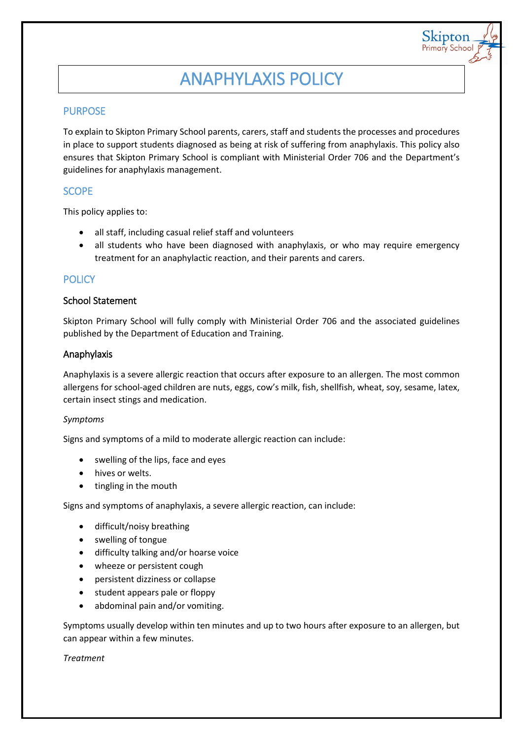# ANAPHYLAXIS POLICY

## PURPOSE

To explain to Skipton Primary School parents, carers, staff and students the processes and procedures in place to support students diagnosed as being at risk of suffering from anaphylaxis. This policy also ensures that Skipton Primary School is compliant with Ministerial Order 706 and the Department's guidelines for anaphylaxis management.

## SCOPE

This policy applies to:

- all staff, including casual relief staff and volunteers
- all students who have been diagnosed with anaphylaxis, or who may require emergency treatment for an anaphylactic reaction, and their parents and carers.

## POLICY

### School Statement

Skipton Primary School will fully comply with Ministerial Order 706 and the associated guidelines published by the Department of Education and Training.

### Anaphylaxis

Anaphylaxis is a severe allergic reaction that occurs after exposure to an allergen. The most common allergens for school-aged children are nuts, eggs, cow's milk, fish, shellfish, wheat, soy, sesame, latex, certain insect stings and medication.

*Symptoms*

Signs and symptoms of a mild to moderate allergic reaction can include:

- swelling of the lips, face and eyes
- hives or welts.
- tingling in the mouth

Signs and symptoms of anaphylaxis, a severe allergic reaction, can include:

- difficult/noisy breathing
- swelling of tongue
- difficulty talking and/or hoarse voice
- wheeze or persistent cough
- persistent dizziness or collapse
- student appears pale or floppy
- abdominal pain and/or vomiting.

Symptoms usually develop within ten minutes and up to two hours after exposure to an allergen, but can appear within a few minutes.

*Treatment*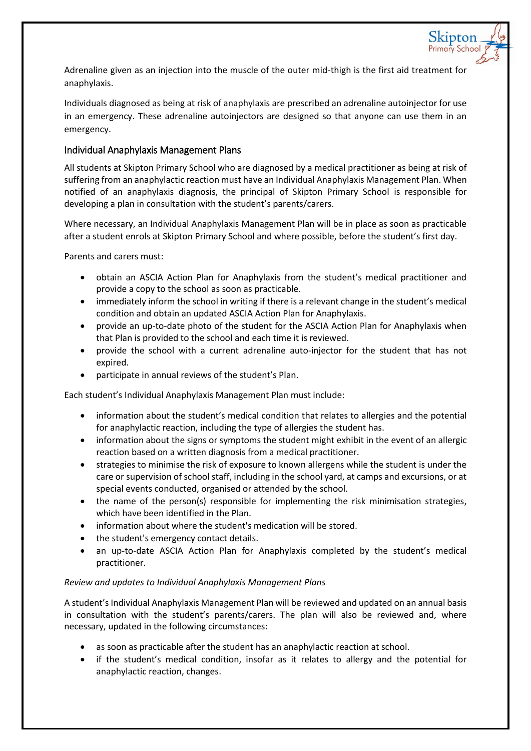Adrenaline given as an injection into the muscle of the outer mid-thigh is the first aid treatment for anaphylaxis.

Individuals diagnosed as being at risk of anaphylaxis are prescribed an adrenaline autoinjector for use in an emergency. These adrenaline autoinjectors are designed so that anyone can use them in an emergency.

## Individual Anaphylaxis Management Plans

All students at Skipton Primary School who are diagnosed by a medical practitioner as being at risk of suffering from an anaphylactic reaction must have an Individual Anaphylaxis Management Plan. When notified of an anaphylaxis diagnosis, the principal of Skipton Primary School is responsible for developing a plan in consultation with the student's parents/carers.

Where necessary, an Individual Anaphylaxis Management Plan will be in place as soon as practicable after a student enrols at Skipton Primary School and where possible, before the student's first day.

Parents and carers must:

- obtain an ASCIA Action Plan for Anaphylaxis from the student's medical practitioner and provide a copy to the school as soon as practicable.
- immediately inform the school in writing if there is a relevant change in the student's medical condition and obtain an updated ASCIA Action Plan for Anaphylaxis.
- provide an up-to-date photo of the student for the ASCIA Action Plan for Anaphylaxis when that Plan is provided to the school and each time it is reviewed.
- provide the school with a current adrenaline auto-injector for the student that has not expired.
- participate in annual reviews of the student's Plan.

Each student's Individual Anaphylaxis Management Plan must include:

- information about the student's medical condition that relates to allergies and the potential for anaphylactic reaction, including the type of allergies the student has.
- information about the signs or symptoms the student might exhibit in the event of an allergic reaction based on a written diagnosis from a medical practitioner.
- strategies to minimise the risk of exposure to known allergens while the student is under the care or supervision of school staff, including in the school yard, at camps and excursions, or at special events conducted, organised or attended by the school.
- the name of the person(s) responsible for implementing the risk minimisation strategies, which have been identified in the Plan.
- information about where the student's medication will be stored.
- the student's emergency contact details.
- an up-to-date ASCIA Action Plan for Anaphylaxis completed by the student's medical practitioner.

*Review and updates to Individual Anaphylaxis Management Plans*

A student's Individual Anaphylaxis Management Plan will be reviewed and updated on an annual basis in consultation with the student's parents/carers. The plan will also be reviewed and, where necessary, updated in the following circumstances:

- as soon as practicable after the student has an anaphylactic reaction at school.
- if the student's medical condition, insofar as it relates to allergy and the potential for anaphylactic reaction, changes.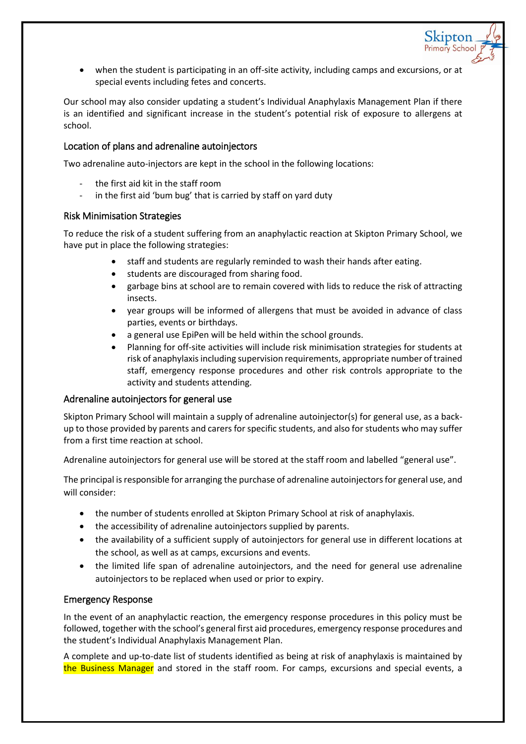- when the student is participating in an off-site activity, including camps and excursions, or at special events including fetes and concerts.

Our school may also consider updating a student's Individual Anaphylaxis Management Plan if there is an identified and significant increase in the student's potential risk of exposure to allergens at school.

## Location of plans and adrenaline autoinjectors

Two adrenaline auto-injectors are kept in the school in the following locations:

- the first aid kit in the staff room
- in the first aid 'bum bug' that is carried by staff on yard duty

## Risk Minimisation Strategies

To reduce the risk of a student suffering from an anaphylactic reaction at Skipton Primary School, we have put in place the following strategies:

- staff and students are regularly reminded to wash their hands after eating.
- students are discouraged from sharing food.
- garbage bins at school are to remain covered with lids to reduce the risk of attracting insects.
- year groups will be informed of allergens that must be avoided in advance of class parties, events or birthdays.
- a general use EpiPen will be held within the school grounds.
- Planning for off-site activities will include risk minimisation strategies for students at risk of anaphylaxis including supervision requirements, appropriate number of trained staff, emergency response procedures and other risk controls appropriate to the activity and students attending.

## Adrenaline autoinjectors for general use

Skipton Primary School will maintain a supply of adrenaline autoinjector(s) for general use, as a back-up to those provided by parents and carers for specific students, and also for students who may suffer from a first time reaction at school.

Adrenaline autoinjectors for general use will be stored at the staff room and labelled "general use".

The principal is responsible for arranging the purchase of adrenaline autoinjectors for general use, and will consider:

- the number of students enrolled at Skipton Primary School at risk of anaphylaxis.
- the accessibility of adrenaline autoinjectors supplied by parents.
- the availability of a sufficient supply of autoinjectors for general use in different locations at the school, as well as at camps, excursions and events.
- the limited life span of adrenaline autoinjectors, and the need for general use adrenaline autoinjectors to be replaced when used or prior to expiry.

## Emergency Response

In the event of an anaphylactic reaction, the emergency response procedures in this policy must be followed, together with the school's general first aid procedures, emergency response procedures and the student's Individual Anaphylaxis Management Plan.

A complete and up-to-date list of students identified as being at risk of anaphylaxis is maintained by the Business Manager and stored in the staff room. For camps, excursions and special events, a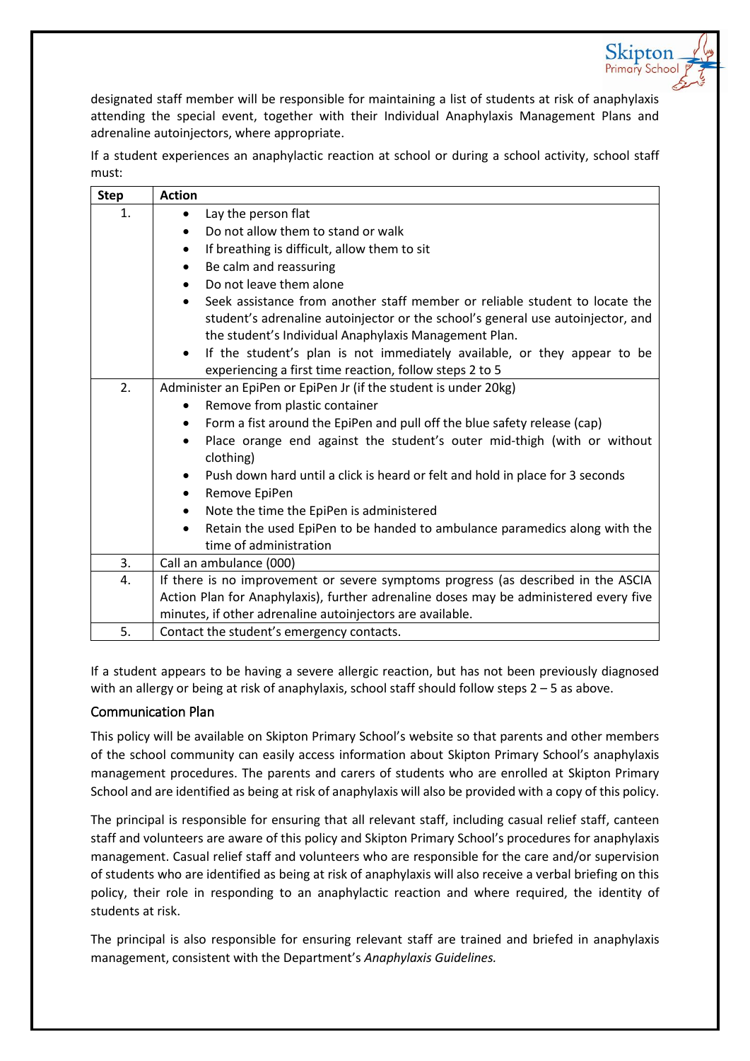designated staff member will be responsible for maintaining a list of students at risk of anaphylaxis attending the special event, together with their Individual Anaphylaxis Management Plans and adrenaline autoinjectors, where appropriate.

If a student experiences an anaphylactic reaction at school or during a school activity, school staff must:

| Step | Action |
|---|---|
| 1. | • Lay the person flat<br>• Do not allow them to stand or walk<br>• If breathing is difficult, allow them to sit<br>• Be calm and reassuring<br>• Do not leave them alone<br>• Seek assistance from another staff member or reliable student to locate the student's adrenaline autoinjector or the school's general use autoinjector, and the student's Individual Anaphylaxis Management Plan.<br>• If the student's plan is not immediately available, or they appear to be experiencing a first time reaction, follow steps 2 to 5 |
| 2. | Administer an EpiPen or EpiPen Jr (if the student is under 20kg)<br>• Remove from plastic container<br>• Form a fist around the EpiPen and pull off the blue safety release (cap)<br>• Place orange end against the student's outer mid-thigh (with or without clothing)<br>• Push down hard until a click is heard or felt and hold in place for 3 seconds<br>• Remove EpiPen<br>• Note the time the EpiPen is administered<br>• Retain the used EpiPen to be handed to ambulance paramedics along with the time of administration |
| 3. | Call an ambulance (000) |
| 4. | If there is no improvement or severe symptoms progress (as described in the ASCIA Action Plan for Anaphylaxis), further adrenaline doses may be administered every five minutes, if other adrenaline autoinjectors are available. |
| 5. | Contact the student's emergency contacts. |

If a student appears to be having a severe allergic reaction, but has not been previously diagnosed with an allergy or being at risk of anaphylaxis, school staff should follow steps 2 – 5 as above.

## Communication Plan

This policy will be available on Skipton Primary School's website so that parents and other members of the school community can easily access information about Skipton Primary School's anaphylaxis management procedures. The parents and carers of students who are enrolled at Skipton Primary School and are identified as being at risk of anaphylaxis will also be provided with a copy of this policy.

The principal is responsible for ensuring that all relevant staff, including casual relief staff, canteen staff and volunteers are aware of this policy and Skipton Primary School's procedures for anaphylaxis management. Casual relief staff and volunteers who are responsible for the care and/or supervision of students who are identified as being at risk of anaphylaxis will also receive a verbal briefing on this policy, their role in responding to an anaphylactic reaction and where required, the identity of students at risk.

The principal is also responsible for ensuring relevant staff are trained and briefed in anaphylaxis management, consistent with the Department's *Anaphylaxis Guidelines.*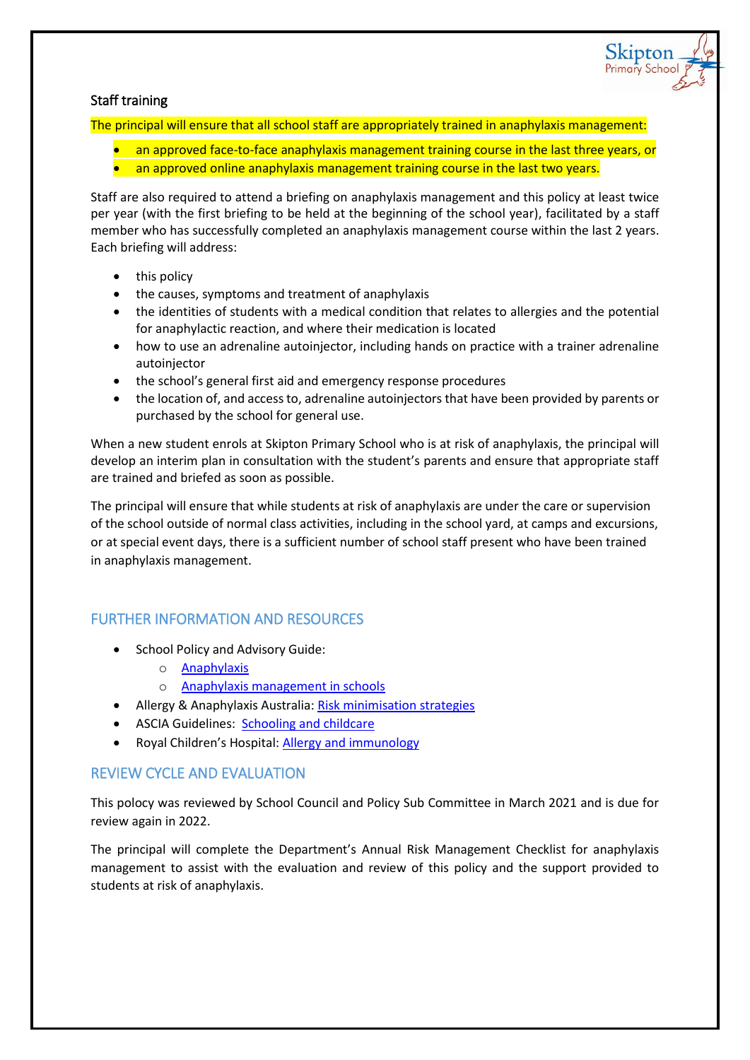### Staff training

The principal will ensure that all school staff are appropriately trained in anaphylaxis management:

- an approved face-to-face anaphylaxis management training course in the last three years, or
- an approved online anaphylaxis management training course in the last two years.

Staff are also required to attend a briefing on anaphylaxis management and this policy at least twice per year (with the first briefing to be held at the beginning of the school year), facilitated by a staff member who has successfully completed an anaphylaxis management course within the last 2 years. Each briefing will address:

- this policy
- the causes, symptoms and treatment of anaphylaxis
- the identities of students with a medical condition that relates to allergies and the potential for anaphylactic reaction, and where their medication is located
- how to use an adrenaline autoinjector, including hands on practice with a trainer adrenaline autoinjector
- the school's general first aid and emergency response procedures
- the location of, and access to, adrenaline autoinjectors that have been provided by parents or purchased by the school for general use.

When a new student enrols at Skipton Primary School who is at risk of anaphylaxis, the principal will develop an interim plan in consultation with the student's parents and ensure that appropriate staff are trained and briefed as soon as possible.

The principal will ensure that while students at risk of anaphylaxis are under the care or supervision of the school outside of normal class activities, including in the school yard, at camps and excursions, or at special event days, there is a sufficient number of school staff present who have been trained in anaphylaxis management.

## FURTHER INFORMATION AND RESOURCES

- School Policy and Advisory Guide:
  - Anaphylaxis
  - Anaphylaxis management in schools
- Allergy & Anaphylaxis Australia: Risk minimisation strategies
- ASCIA Guidelines: Schooling and childcare
- Royal Children's Hospital: Allergy and immunology

## REVIEW CYCLE AND EVALUATION

This polocy was reviewed by School Council and Policy Sub Committee in March 2021 and is due for review again in 2022.

The principal will complete the Department's Annual Risk Management Checklist for anaphylaxis management to assist with the evaluation and review of this policy and the support provided to students at risk of anaphylaxis.